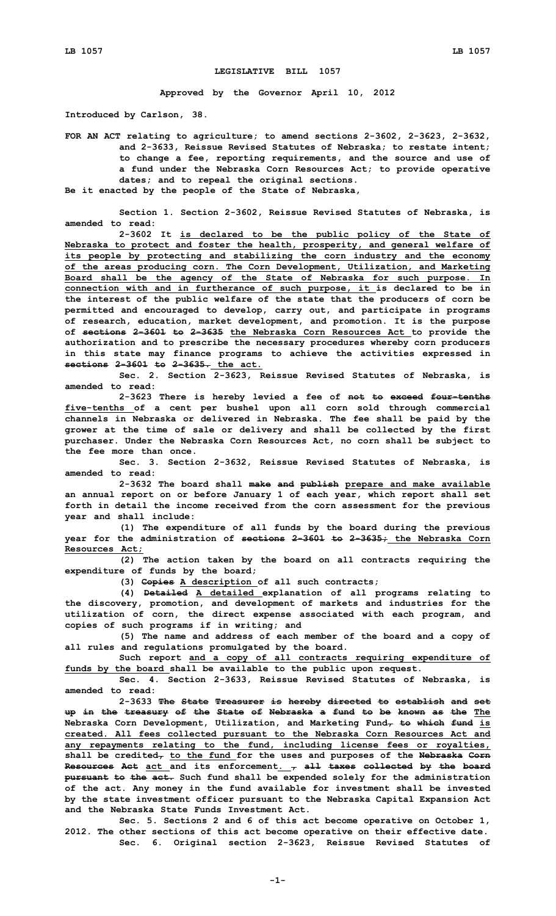**LEGISLATIVE BILL 1057**

**Approved by the Governor April 10, 2012**

**Introduced by Carlson, 38.**

**FOR AN ACT relating to agriculture; to amend sections 2-3602, 2-3623, 2-3632, and 2-3633, Reissue Revised Statutes of Nebraska; to restate intent; to change a fee, reporting requirements, and the source and use of a fund under the Nebraska Corn Resources Act; to provide operative dates; and to repeal the original sections.**

**Be it enacted by the people of the State of Nebraska,**

**Section 1. Section 2-3602, Reissue Revised Statutes of Nebraska, is amended to read:**

**2-3602 It <u>is declared to be the public policy of the State of Nebraska to protect and foster the health, prosperity, and general welfare of its people by protecting and stabilizing the corn industry and the economy of the areas producing corn. The Corn Development, Utilization, and Marketing Board shall be the agency of the State of Nebraska for such purpose. In connection with and in furtherance of such purpose, it</u> is declared to be in the interest of the public welfare of the state that the producers of corn be permitted and encouraged to develop, carry out, and participate in programs of research, education, market development, and promotion. It is the purpose of ~~sections 2-3601 to 2-3635~~ <u>the Nebraska Corn Resources Act</u> to provide the authorization and to prescribe the necessary procedures whereby corn producers in this state may finance programs to achieve the activities expressed in ~~sections 2-3601 to 2-3635.~~ <u>the act.</u>**

**Sec. 2. Section 2-3623, Reissue Revised Statutes of Nebraska, is amended to read:**

**2-3623 There is hereby levied a fee of ~~not to exceed four-tenths~~ <u>five-tenths</u> of a cent per bushel upon all corn sold through commercial channels in Nebraska or delivered in Nebraska. The fee shall be paid by the grower at the time of sale or delivery and shall be collected by the first purchaser. Under the Nebraska Corn Resources Act, no corn shall be subject to the fee more than once.**

**Sec. 3. Section 2-3632, Reissue Revised Statutes of Nebraska, is amended to read:**

**2-3632 The board shall ~~make and publish~~ <u>prepare and make available</u> an annual report on or before January 1 of each year, which report shall set forth in detail the income received from the corn assessment for the previous year and shall include:**

**(1) The expenditure of all funds by the board during the previous year for the administration of ~~sections 2-3601 to 2-3635;~~ <u>the Nebraska Corn Resources Act;</u>**

**(2) The action taken by the board on all contracts requiring the expenditure of funds by the board;**

**(3) ~~Copies~~ <u>A description</u> of all such contracts;**

**(4) ~~Detailed~~ <u>A detailed</u> explanation of all programs relating to the discovery, promotion, and development of markets and industries for the utilization of corn, the direct expense associated with each program, and copies of such programs if in writing; and**

**(5) The name and address of each member of the board and a copy of all rules and regulations promulgated by the board.**

**Such report <u>and a copy of all contracts requiring expenditure of funds by the board</u> shall be available to the public upon request.**

**Sec. 4. Section 2-3633, Reissue Revised Statutes of Nebraska, is amended to read:**

**2-3633 ~~The State Treasurer is hereby directed to establish and set up in the treasury of the State of Nebraska a fund to be known as the~~ <u>The</u> Nebraska Corn Development, Utilization, and Marketing Fund~~, to which fund~~ <u>is created. All fees collected pursuant to the Nebraska Corn Resources Act and any repayments relating to the fund, including license fees or royalties,</u> shall be credited~~,~~ <u>to the fund</u> for the uses and purposes of the ~~Nebraska Corn Resources Act~~ <u>act</u> and its enforcement<u>.</u> ~~, all taxes collected by the board pursuant to the act.~~ Such fund shall be expended solely for the administration of the act. Any money in the fund available for investment shall be invested by the state investment officer pursuant to the Nebraska Capital Expansion Act and the Nebraska State Funds Investment Act.**

**Sec. 5. Sections 2 and 6 of this act become operative on October 1, 2012. The other sections of this act become operative on their effective date.**

**Sec. 6. Original section 2-3623, Reissue Revised Statutes of**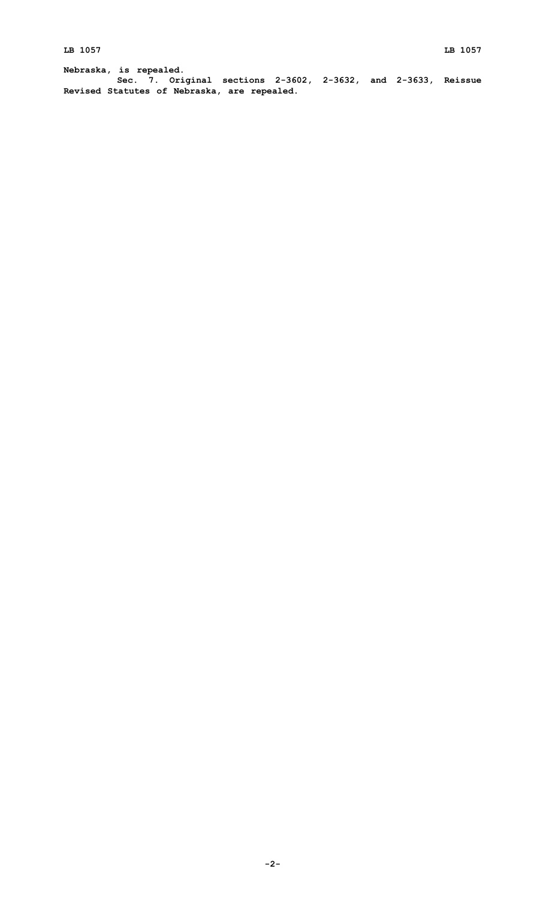**Nebraska, is repealed.**

**Sec. 7. Original sections 2-3602, 2-3632, and 2-3633, Reissue Revised Statutes of Nebraska, are repealed.**